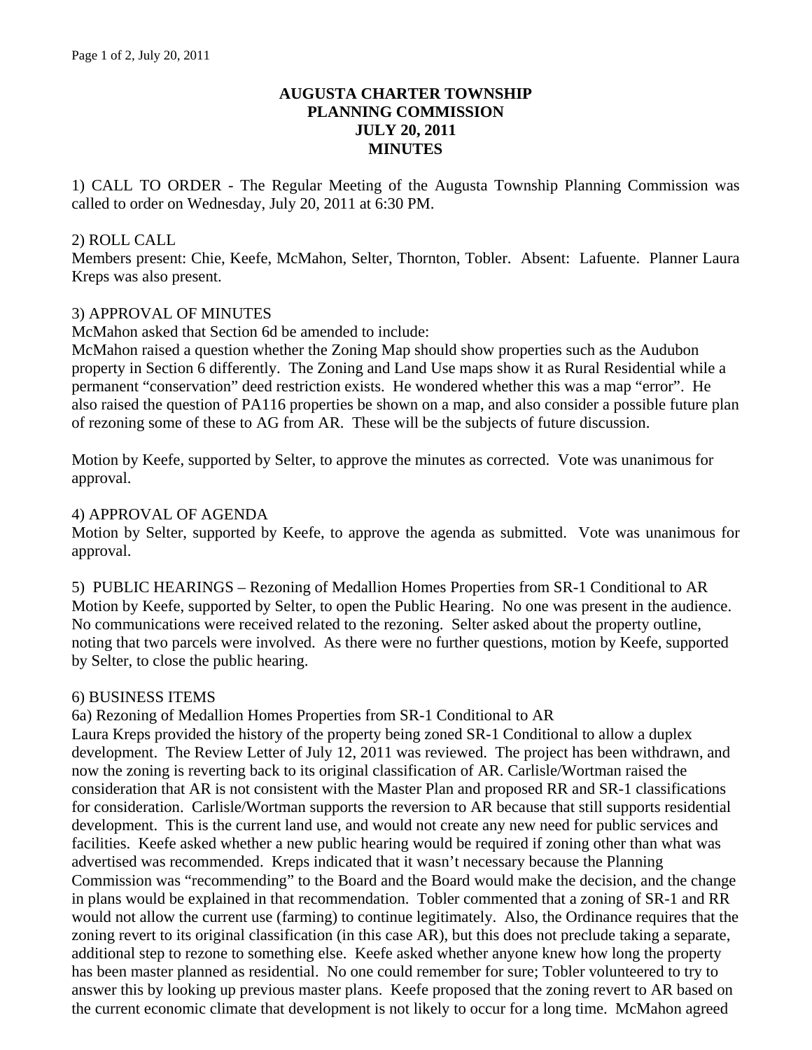**AUGUSTA CHARTER TOWNSHIP**
**PLANNING COMMISSION**
**JULY 20, 2011**
**MINUTES**

1) CALL TO ORDER - The Regular Meeting of the Augusta Township Planning Commission was called to order on Wednesday, July 20, 2011 at 6:30 PM.

2) ROLL CALL
Members present: Chie, Keefe, McMahon, Selter, Thornton, Tobler. Absent: Lafuente. Planner Laura Kreps was also present.

3) APPROVAL OF MINUTES
McMahon asked that Section 6d be amended to include:
McMahon raised a question whether the Zoning Map should show properties such as the Audubon property in Section 6 differently. The Zoning and Land Use maps show it as Rural Residential while a permanent "conservation" deed restriction exists. He wondered whether this was a map "error". He also raised the question of PA116 properties be shown on a map, and also consider a possible future plan of rezoning some of these to AG from AR. These will be the subjects of future discussion.

Motion by Keefe, supported by Selter, to approve the minutes as corrected. Vote was unanimous for approval.

4) APPROVAL OF AGENDA
Motion by Selter, supported by Keefe, to approve the agenda as submitted. Vote was unanimous for approval.

5) PUBLIC HEARINGS – Rezoning of Medallion Homes Properties from SR-1 Conditional to AR
Motion by Keefe, supported by Selter, to open the Public Hearing. No one was present in the audience. No communications were received related to the rezoning. Selter asked about the property outline, noting that two parcels were involved. As there were no further questions, motion by Keefe, supported by Selter, to close the public hearing.

6) BUSINESS ITEMS
6a) Rezoning of Medallion Homes Properties from SR-1 Conditional to AR
Laura Kreps provided the history of the property being zoned SR-1 Conditional to allow a duplex development. The Review Letter of July 12, 2011 was reviewed. The project has been withdrawn, and now the zoning is reverting back to its original classification of AR. Carlisle/Wortman raised the consideration that AR is not consistent with the Master Plan and proposed RR and SR-1 classifications for consideration. Carlisle/Wortman supports the reversion to AR because that still supports residential development. This is the current land use, and would not create any new need for public services and facilities. Keefe asked whether a new public hearing would be required if zoning other than what was advertised was recommended. Kreps indicated that it wasn't necessary because the Planning Commission was "recommending" to the Board and the Board would make the decision, and the change in plans would be explained in that recommendation. Tobler commented that a zoning of SR-1 and RR would not allow the current use (farming) to continue legitimately. Also, the Ordinance requires that the zoning revert to its original classification (in this case AR), but this does not preclude taking a separate, additional step to rezone to something else. Keefe asked whether anyone knew how long the property has been master planned as residential. No one could remember for sure; Tobler volunteered to try to answer this by looking up previous master plans. Keefe proposed that the zoning revert to AR based on the current economic climate that development is not likely to occur for a long time. McMahon agreed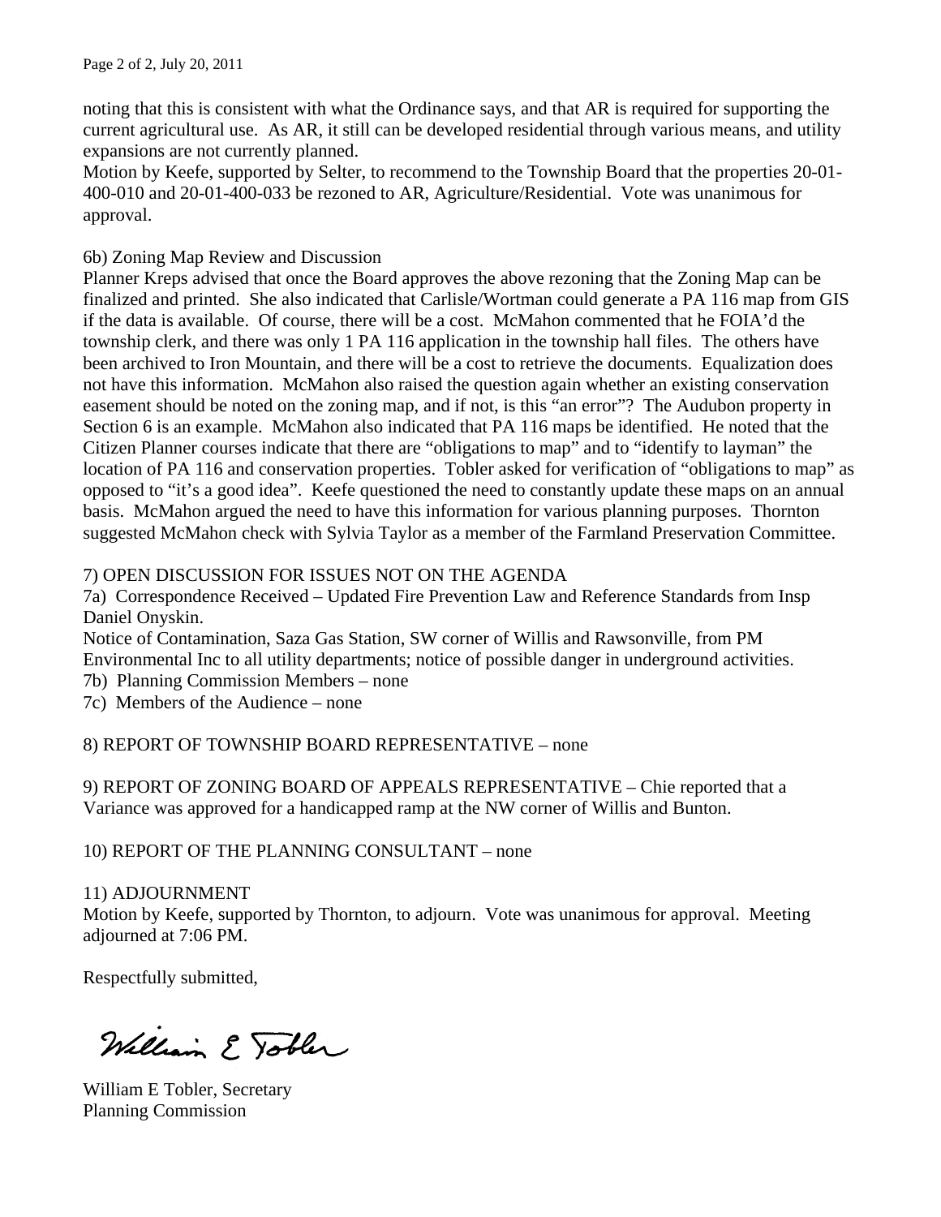noting that this is consistent with what the Ordinance says, and that AR is required for supporting the current agricultural use. As AR, it still can be developed residential through various means, and utility expansions are not currently planned.
Motion by Keefe, supported by Selter, to recommend to the Township Board that the properties 20-01-400-010 and 20-01-400-033 be rezoned to AR, Agriculture/Residential. Vote was unanimous for approval.

6b) Zoning Map Review and Discussion
Planner Kreps advised that once the Board approves the above rezoning that the Zoning Map can be finalized and printed. She also indicated that Carlisle/Wortman could generate a PA 116 map from GIS if the data is available. Of course, there will be a cost. McMahon commented that he FOIA'd the township clerk, and there was only 1 PA 116 application in the township hall files. The others have been archived to Iron Mountain, and there will be a cost to retrieve the documents. Equalization does not have this information. McMahon also raised the question again whether an existing conservation easement should be noted on the zoning map, and if not, is this "an error"? The Audubon property in Section 6 is an example. McMahon also indicated that PA 116 maps be identified. He noted that the Citizen Planner courses indicate that there are "obligations to map" and to "identify to layman" the location of PA 116 and conservation properties. Tobler asked for verification of "obligations to map" as opposed to "it's a good idea". Keefe questioned the need to constantly update these maps on an annual basis. McMahon argued the need to have this information for various planning purposes. Thornton suggested McMahon check with Sylvia Taylor as a member of the Farmland Preservation Committee.

7) OPEN DISCUSSION FOR ISSUES NOT ON THE AGENDA
7a) Correspondence Received – Updated Fire Prevention Law and Reference Standards from Insp Daniel Onyskin.
Notice of Contamination, Saza Gas Station, SW corner of Willis and Rawsonville, from PM Environmental Inc to all utility departments; notice of possible danger in underground activities.
7b) Planning Commission Members – none
7c) Members of the Audience – none

8) REPORT OF TOWNSHIP BOARD REPRESENTATIVE – none

9) REPORT OF ZONING BOARD OF APPEALS REPRESENTATIVE – Chie reported that a Variance was approved for a handicapped ramp at the NW corner of Willis and Bunton.

10) REPORT OF THE PLANNING CONSULTANT – none

11) ADJOURNMENT
Motion by Keefe, supported by Thornton, to adjourn. Vote was unanimous for approval. Meeting adjourned at 7:06 PM.

Respectfully submitted,

William E Tobler

William E Tobler, Secretary
Planning Commission